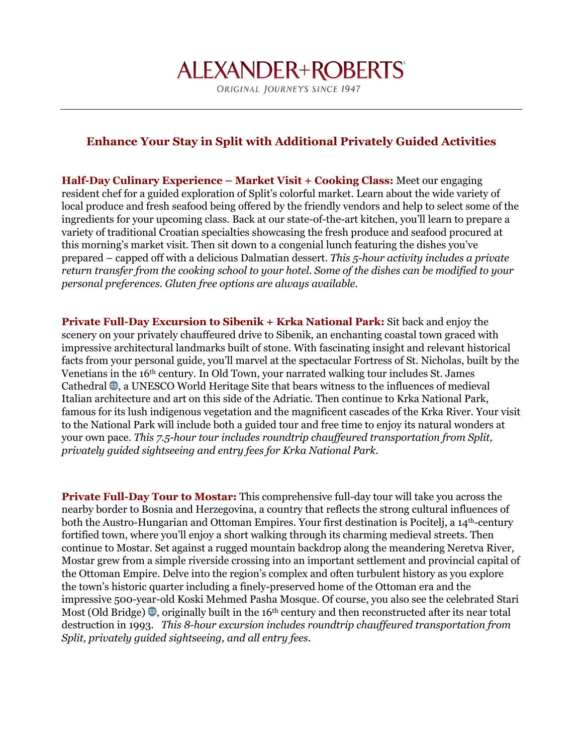# ALEXANDER+ROBERTS

ORIGINAL JOURNEYS SINCE 1947

## Enhance Your Stay in Split with Additional Privately Guided Activities

**Half-Day Culinary Experience – Market Visit + Cooking Class:** Meet our engaging resident chef for a guided exploration of Split's colorful market. Learn about the wide variety of local produce and fresh seafood being offered by the friendly vendors and help to select some of the ingredients for your upcoming class. Back at our state-of-the-art kitchen, you'll learn to prepare a variety of traditional Croatian specialties showcasing the fresh produce and seafood procured at this morning's market visit. Then sit down to a congenial lunch featuring the dishes you've prepared – capped off with a delicious Dalmatian dessert. *This 5-hour activity includes a private return transfer from the cooking school to your hotel. Some of the dishes can be modified to your personal preferences. Gluten free options are always available.*

**Private Full-Day Excursion to Sibenik + Krka National Park:** Sit back and enjoy the scenery on your privately chauffeured drive to Sibenik, an enchanting coastal town graced with impressive architectural landmarks built of stone. With fascinating insight and relevant historical facts from your personal guide, you'll marvel at the spectacular Fortress of St. Nicholas, built by the Venetians in the 16th century. In Old Town, your narrated walking tour includes St. James Cathedral, a UNESCO World Heritage Site that bears witness to the influences of medieval Italian architecture and art on this side of the Adriatic. Then continue to Krka National Park, famous for its lush indigenous vegetation and the magnificent cascades of the Krka River. Your visit to the National Park will include both a guided tour and free time to enjoy its natural wonders at your own pace. *This 7.5-hour tour includes roundtrip chauffeured transportation from Split, privately guided sightseeing and entry fees for Krka National Park.*

**Private Full-Day Tour to Mostar:** This comprehensive full-day tour will take you across the nearby border to Bosnia and Herzegovina, a country that reflects the strong cultural influences of both the Austro-Hungarian and Ottoman Empires. Your first destination is Pocitelj, a 14th-century fortified town, where you'll enjoy a short walking through its charming medieval streets. Then continue to Mostar. Set against a rugged mountain backdrop along the meandering Neretva River, Mostar grew from a simple riverside crossing into an important settlement and provincial capital of the Ottoman Empire. Delve into the region's complex and often turbulent history as you explore the town's historic quarter including a finely-preserved home of the Ottoman era and the impressive 500-year-old Koski Mehmed Pasha Mosque. Of course, you also see the celebrated Stari Most (Old Bridge), originally built in the 16th century and then reconstructed after its near total destruction in 1993. *This 8-hour excursion includes roundtrip chauffeured transportation from Split, privately guided sightseeing, and all entry fees.*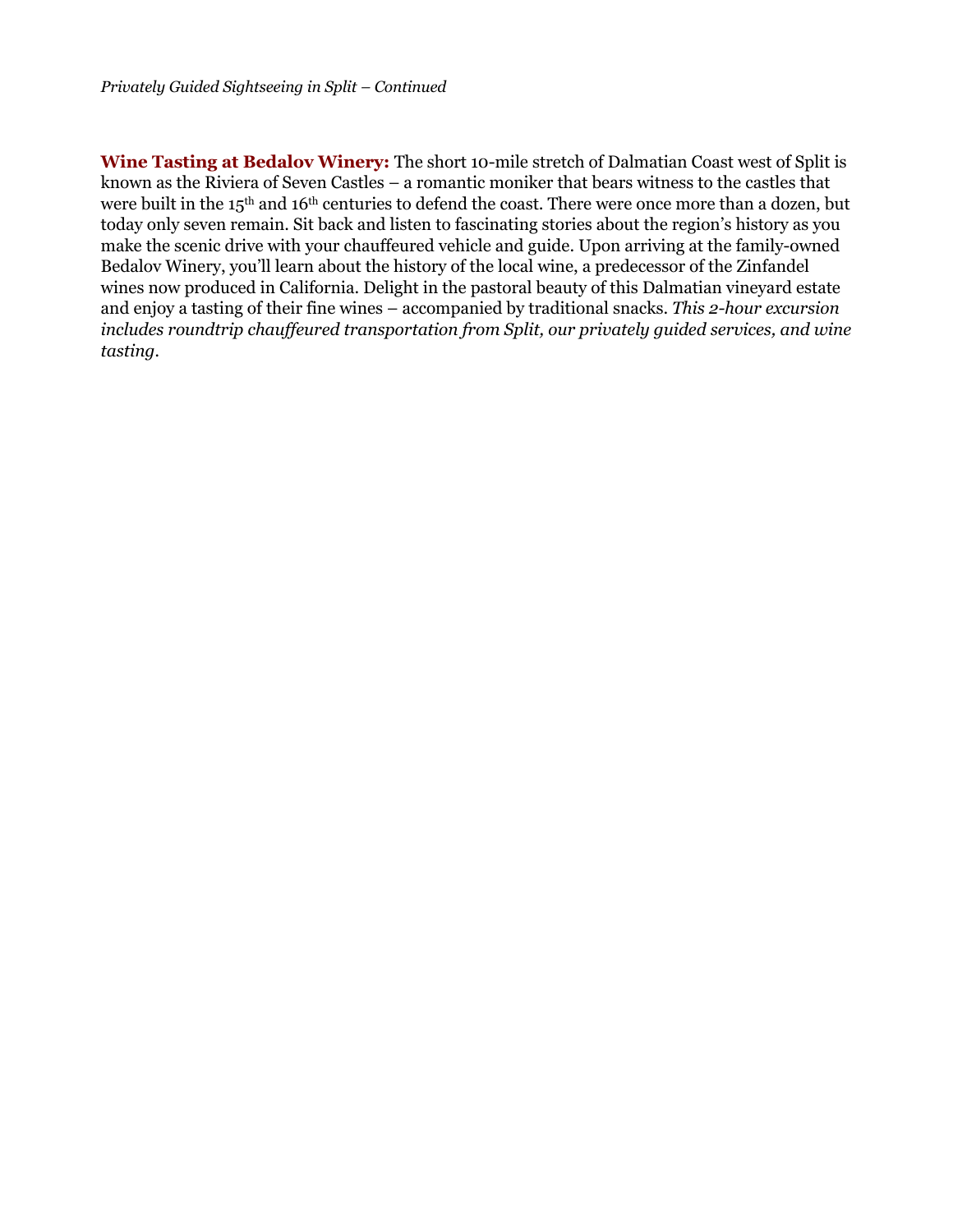*Privately Guided Sightseeing in Split – Continued*

**Wine Tasting at Bedalov Winery:** The short 10-mile stretch of Dalmatian Coast west of Split is known as the Riviera of Seven Castles – a romantic moniker that bears witness to the castles that were built in the 15th and 16th centuries to defend the coast. There were once more than a dozen, but today only seven remain. Sit back and listen to fascinating stories about the region's history as you make the scenic drive with your chauffeured vehicle and guide. Upon arriving at the family-owned Bedalov Winery, you'll learn about the history of the local wine, a predecessor of the Zinfandel wines now produced in California. Delight in the pastoral beauty of this Dalmatian vineyard estate and enjoy a tasting of their fine wines – accompanied by traditional snacks. *This 2-hour excursion includes roundtrip chauffeured transportation from Split, our privately guided services, and wine tasting.*